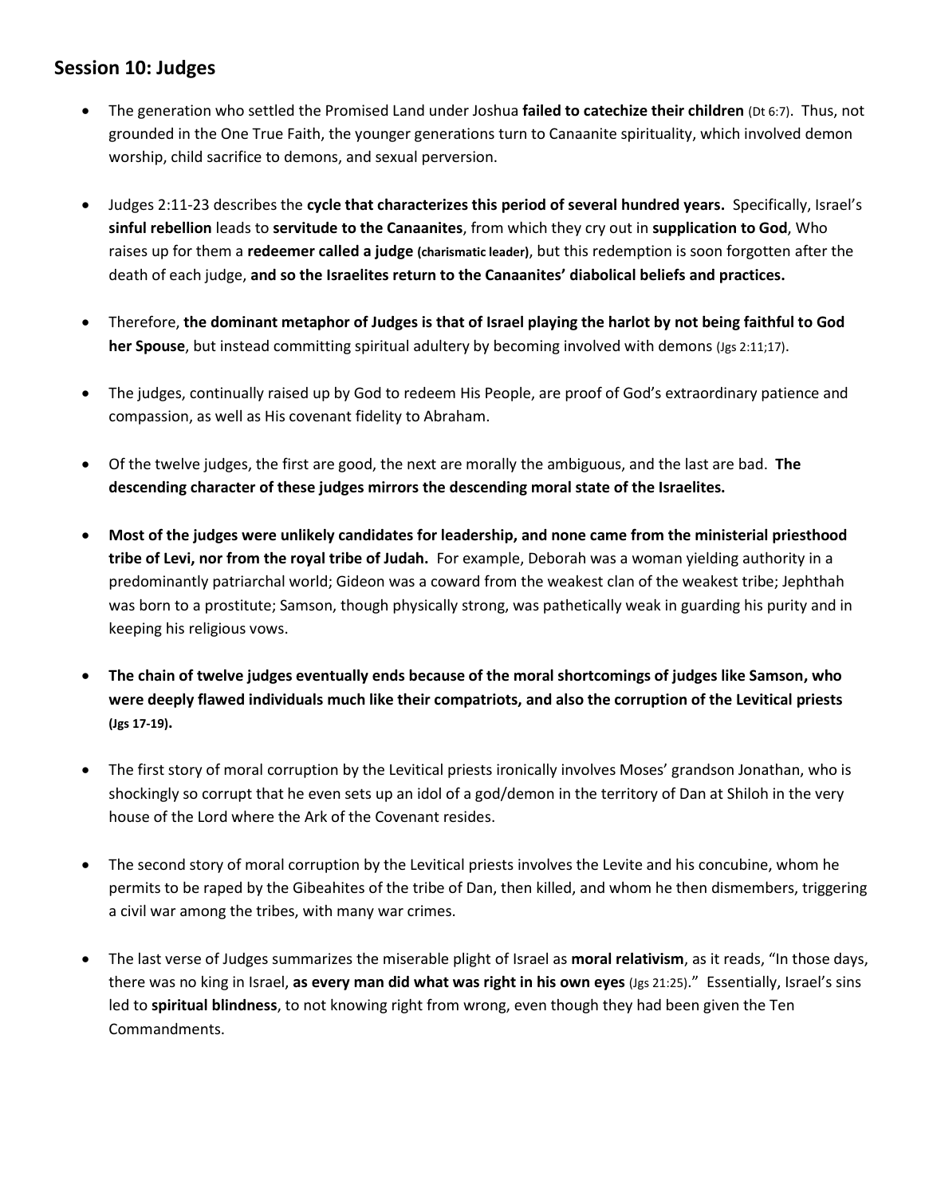## Session 10: Judges

- The generation who settled the Promised Land under Joshua **failed to catechize their children** (Dt 6:7). Thus, not grounded in the One True Faith, the younger generations turn to Canaanite spirituality, which involved demon worship, child sacrifice to demons, and sexual perversion.

- Judges 2:11-23 describes the **cycle that characterizes this period of several hundred years.** Specifically, Israel's **sinful rebellion** leads to **servitude to the Canaanites**, from which they cry out in **supplication to God**, Who raises up for them a **redeemer called a judge (charismatic leader)**, but this redemption is soon forgotten after the death of each judge, **and so the Israelites return to the Canaanites' diabolical beliefs and practices.**

- Therefore, **the dominant metaphor of Judges is that of Israel playing the harlot by not being faithful to God her Spouse**, but instead committing spiritual adultery by becoming involved with demons (Jgs 2:11;17).

- The judges, continually raised up by God to redeem His People, are proof of God's extraordinary patience and compassion, as well as His covenant fidelity to Abraham.

- Of the twelve judges, the first are good, the next are morally the ambiguous, and the last are bad. **The descending character of these judges mirrors the descending moral state of the Israelites.**

- **Most of the judges were unlikely candidates for leadership, and none came from the ministerial priesthood tribe of Levi, nor from the royal tribe of Judah.** For example, Deborah was a woman yielding authority in a predominantly patriarchal world; Gideon was a coward from the weakest clan of the weakest tribe; Jephthah was born to a prostitute; Samson, though physically strong, was pathetically weak in guarding his purity and in keeping his religious vows.

- **The chain of twelve judges eventually ends because of the moral shortcomings of judges like Samson, who were deeply flawed individuals much like their compatriots, and also the corruption of the Levitical priests (Jgs 17-19).**

- The first story of moral corruption by the Levitical priests ironically involves Moses' grandson Jonathan, who is shockingly so corrupt that he even sets up an idol of a god/demon in the territory of Dan at Shiloh in the very house of the Lord where the Ark of the Covenant resides.

- The second story of moral corruption by the Levitical priests involves the Levite and his concubine, whom he permits to be raped by the Gibeahites of the tribe of Dan, then killed, and whom he then dismembers, triggering a civil war among the tribes, with many war crimes.

- The last verse of Judges summarizes the miserable plight of Israel as **moral relativism**, as it reads, "In those days, there was no king in Israel, **as every man did what was right in his own eyes** (Jgs 21:25)." Essentially, Israel's sins led to **spiritual blindness**, to not knowing right from wrong, even though they had been given the Ten Commandments.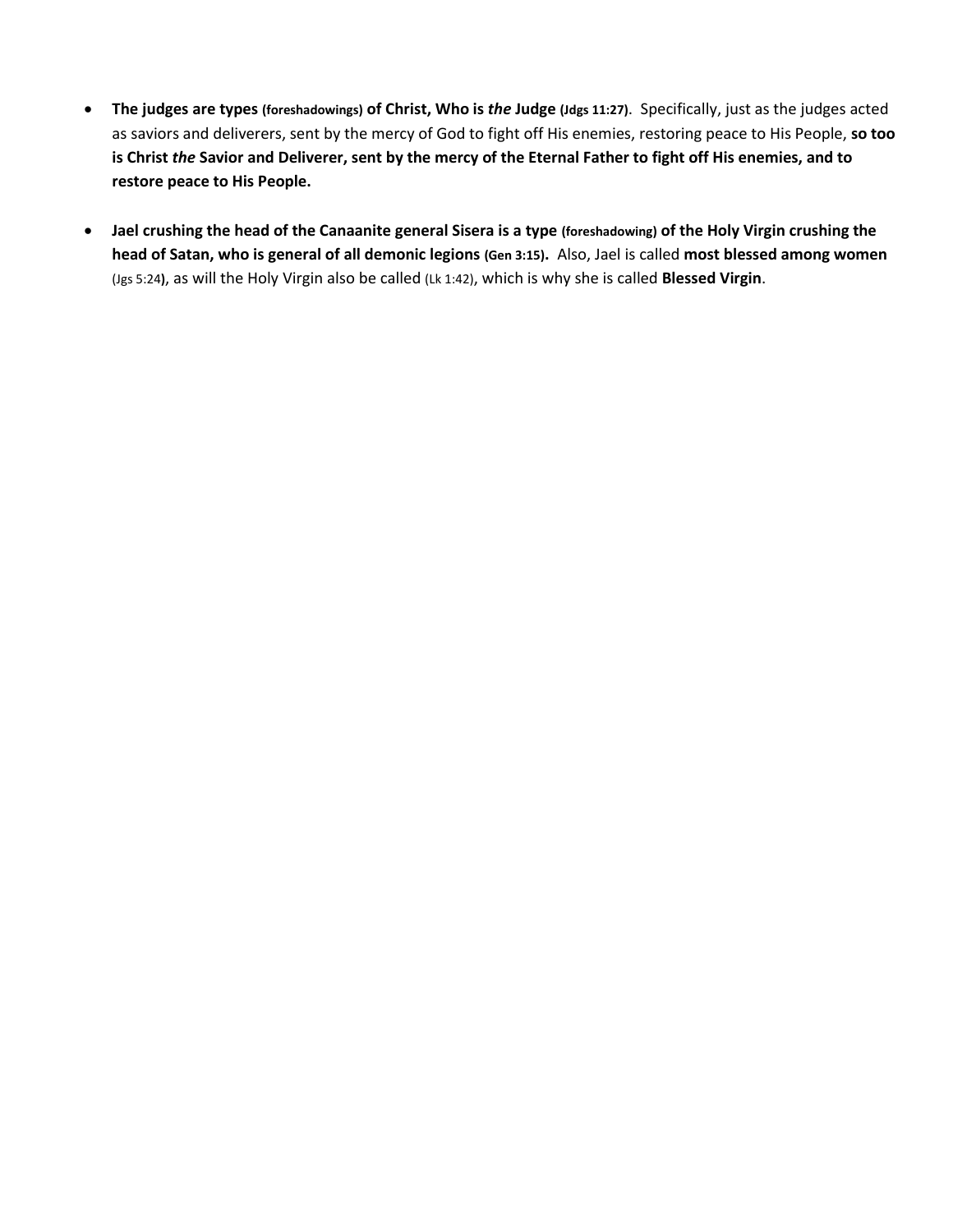- **The judges are types (foreshadowings) of Christ, Who is *the* Judge (Jdgs 11:27)**. Specifically, just as the judges acted as saviors and deliverers, sent by the mercy of God to fight off His enemies, restoring peace to His People, **so too is Christ *the* Savior and Deliverer, sent by the mercy of the Eternal Father to fight off His enemies, and to restore peace to His People.**

- **Jael crushing the head of the Canaanite general Sisera is a type (foreshadowing) of the Holy Virgin crushing the head of Satan, who is general of all demonic legions (Gen 3:15).** Also, Jael is called **most blessed among women** (Jgs 5:24**)**, as will the Holy Virgin also be called (Lk 1:42), which is why she is called **Blessed Virgin**.